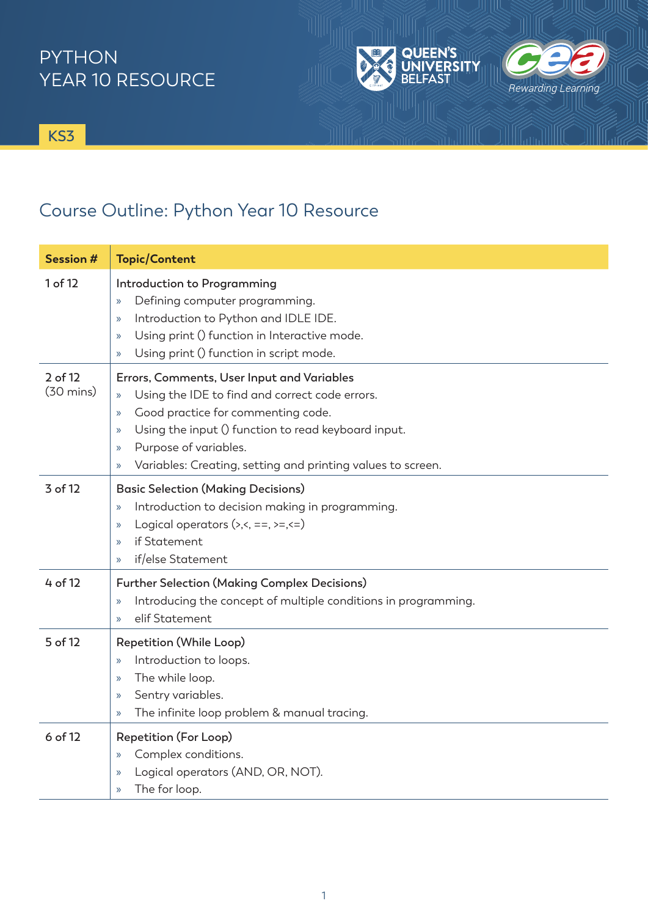PYTHON
YEAR 10 RESOURCE

KS3

# Course Outline: Python Year 10 Resource

| Session # | Topic/Content |
|---|---|
| 1 of 12 | Introduction to Programming<br>» Defining computer programming.<br>» Introduction to Python and IDLE IDE.<br>» Using print () function in Interactive mode.<br>» Using print () function in script mode. |
| 2 of 12 (30 mins) | Errors, Comments, User Input and Variables<br>» Using the IDE to find and correct code errors.<br>» Good practice for commenting code.<br>» Using the input () function to read keyboard input.<br>» Purpose of variables.<br>» Variables: Creating, setting and printing values to screen. |
| 3 of 12 | Basic Selection (Making Decisions)<br>» Introduction to decision making in programming.<br>» Logical operators (>,<, ==, >=,<=)<br>» if Statement<br>» if/else Statement |
| 4 of 12 | Further Selection (Making Complex Decisions)<br>» Introducing the concept of multiple conditions in programming.<br>» elif Statement |
| 5 of 12 | Repetition (While Loop)<br>» Introduction to loops.<br>» The while loop.<br>» Sentry variables.<br>» The infinite loop problem & manual tracing. |
| 6 of 12 | Repetition (For Loop)<br>» Complex conditions.<br>» Logical operators (AND, OR, NOT).<br>» The for loop. |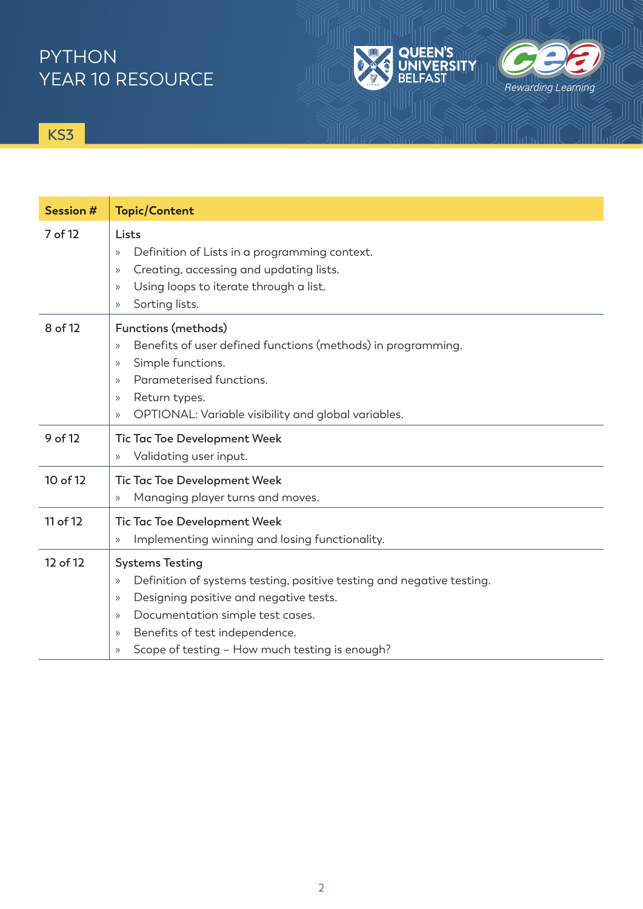PYTHON
YEAR 10 RESOURCE

KS3

| Session # | Topic/Content |
|---|---|
| 7 of 12 | Lists<br>» Definition of Lists in a programming context.<br>» Creating, accessing and updating lists.<br>» Using loops to iterate through a list.<br>» Sorting lists. |
| 8 of 12 | Functions (methods)<br>» Benefits of user defined functions (methods) in programming.<br>» Simple functions.<br>» Parameterised functions.<br>» Return types.<br>» OPTIONAL: Variable visibility and global variables. |
| 9 of 12 | Tic Tac Toe Development Week<br>» Validating user input. |
| 10 of 12 | Tic Tac Toe Development Week<br>» Managing player turns and moves. |
| 11 of 12 | Tic Tac Toe Development Week<br>» Implementing winning and losing functionality. |
| 12 of 12 | Systems Testing<br>» Definition of systems testing, positive testing and negative testing.<br>» Designing positive and negative tests.<br>» Documentation simple test cases.<br>» Benefits of test independence.<br>» Scope of testing – How much testing is enough? |